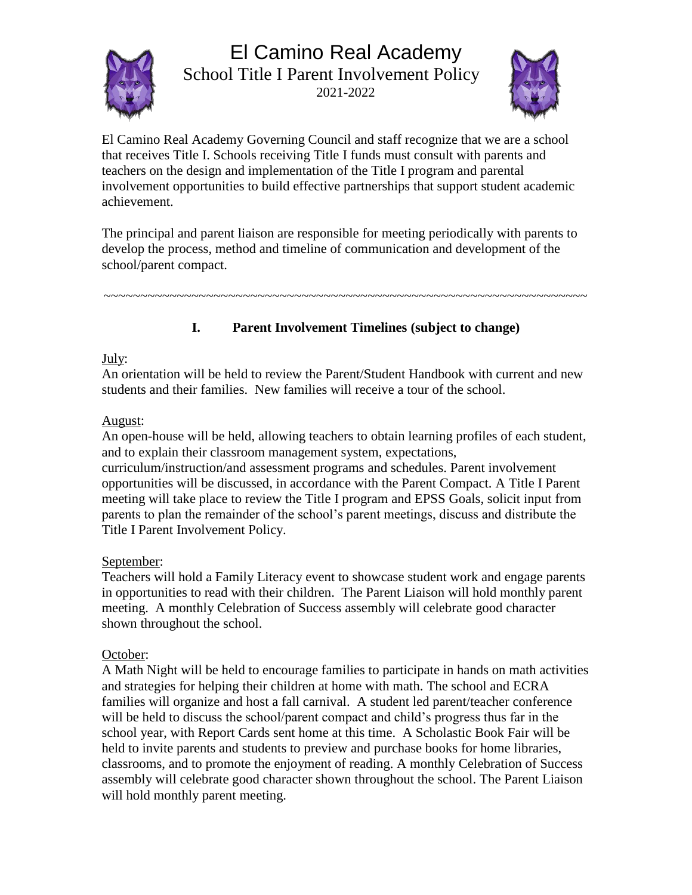# El Camino Real Academy

## School Title I Parent Involvement Policy

2021-2022

El Camino Real Academy Governing Council and staff recognize that we are a school that receives Title I. Schools receiving Title I funds must consult with parents and teachers on the design and implementation of the Title I program and parental involvement opportunities to build effective partnerships that support student academic achievement.

The principal and parent liaison are responsible for meeting periodically with parents to develop the process, method and timeline of communication and development of the school/parent compact.

~~~~~~~~~~~~~~~~~~~~~~~~~~~~~~~~~~~~~~~~~~~~~~~~~~~~~~~~~~~~~~~~~~~~~~~~

### I. Parent Involvement Timelines (subject to change)

July:

An orientation will be held to review the Parent/Student Handbook with current and new students and their families. New families will receive a tour of the school.

August:

An open-house will be held, allowing teachers to obtain learning profiles of each student, and to explain their classroom management system, expectations, curriculum/instruction/and assessment programs and schedules. Parent involvement opportunities will be discussed, in accordance with the Parent Compact. A Title I Parent meeting will take place to review the Title I program and EPSS Goals, solicit input from parents to plan the remainder of the school's parent meetings, discuss and distribute the Title I Parent Involvement Policy.

September:

Teachers will hold a Family Literacy event to showcase student work and engage parents in opportunities to read with their children. The Parent Liaison will hold monthly parent meeting. A monthly Celebration of Success assembly will celebrate good character shown throughout the school.

October:

A Math Night will be held to encourage families to participate in hands on math activities and strategies for helping their children at home with math. The school and ECRA families will organize and host a fall carnival. A student led parent/teacher conference will be held to discuss the school/parent compact and child's progress thus far in the school year, with Report Cards sent home at this time. A Scholastic Book Fair will be held to invite parents and students to preview and purchase books for home libraries, classrooms, and to promote the enjoyment of reading. A monthly Celebration of Success assembly will celebrate good character shown throughout the school. The Parent Liaison will hold monthly parent meeting.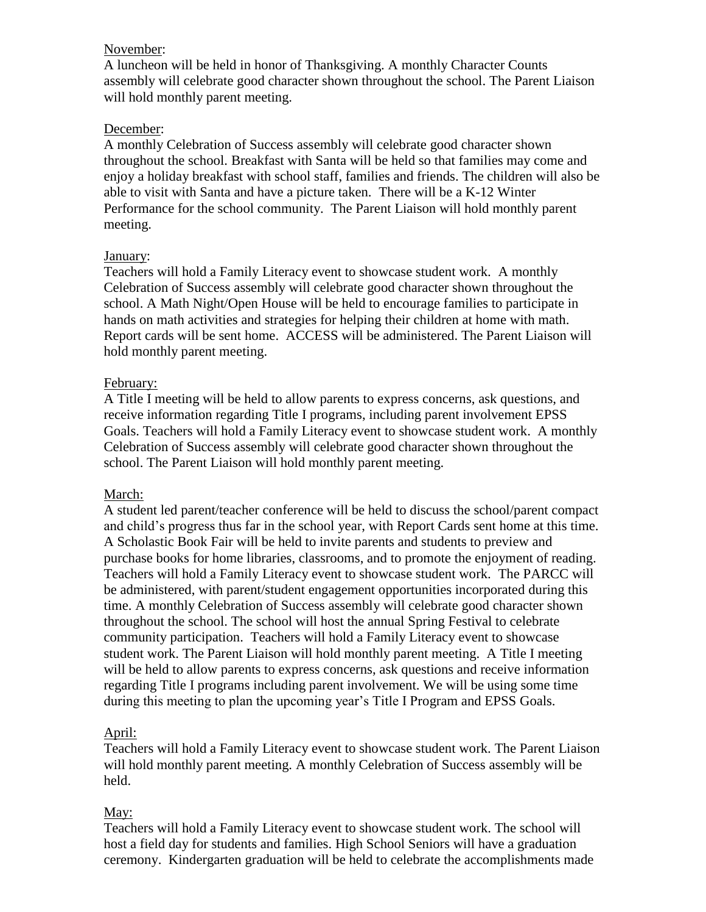November:

A luncheon will be held in honor of Thanksgiving. A monthly Character Counts assembly will celebrate good character shown throughout the school. The Parent Liaison will hold monthly parent meeting.

December:

A monthly Celebration of Success assembly will celebrate good character shown throughout the school. Breakfast with Santa will be held so that families may come and enjoy a holiday breakfast with school staff, families and friends. The children will also be able to visit with Santa and have a picture taken. There will be a K-12 Winter Performance for the school community. The Parent Liaison will hold monthly parent meeting.

January:

Teachers will hold a Family Literacy event to showcase student work. A monthly Celebration of Success assembly will celebrate good character shown throughout the school. A Math Night/Open House will be held to encourage families to participate in hands on math activities and strategies for helping their children at home with math. Report cards will be sent home. ACCESS will be administered. The Parent Liaison will hold monthly parent meeting.

February:

A Title I meeting will be held to allow parents to express concerns, ask questions, and receive information regarding Title I programs, including parent involvement EPSS Goals. Teachers will hold a Family Literacy event to showcase student work. A monthly Celebration of Success assembly will celebrate good character shown throughout the school. The Parent Liaison will hold monthly parent meeting.

March:

A student led parent/teacher conference will be held to discuss the school/parent compact and child's progress thus far in the school year, with Report Cards sent home at this time. A Scholastic Book Fair will be held to invite parents and students to preview and purchase books for home libraries, classrooms, and to promote the enjoyment of reading. Teachers will hold a Family Literacy event to showcase student work. The PARCC will be administered, with parent/student engagement opportunities incorporated during this time. A monthly Celebration of Success assembly will celebrate good character shown throughout the school. The school will host the annual Spring Festival to celebrate community participation. Teachers will hold a Family Literacy event to showcase student work. The Parent Liaison will hold monthly parent meeting. A Title I meeting will be held to allow parents to express concerns, ask questions and receive information regarding Title I programs including parent involvement. We will be using some time during this meeting to plan the upcoming year's Title I Program and EPSS Goals.

April:

Teachers will hold a Family Literacy event to showcase student work. The Parent Liaison will hold monthly parent meeting. A monthly Celebration of Success assembly will be held.

May:

Teachers will hold a Family Literacy event to showcase student work. The school will host a field day for students and families. High School Seniors will have a graduation ceremony. Kindergarten graduation will be held to celebrate the accomplishments made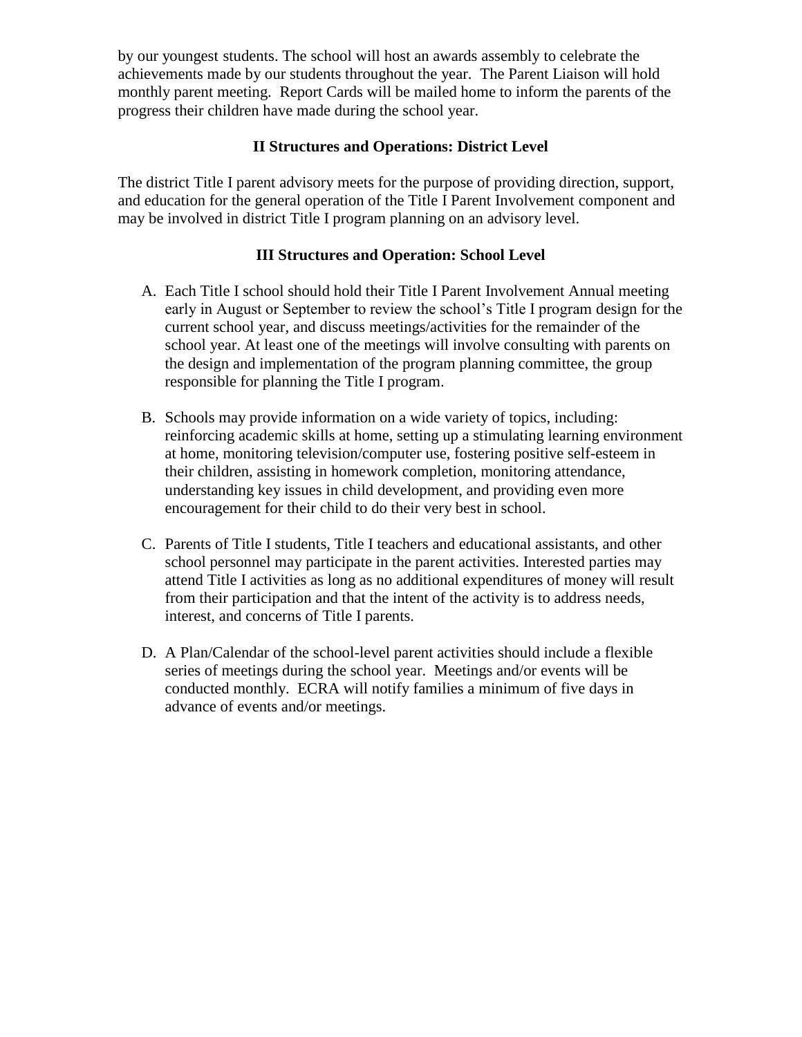by our youngest students. The school will host an awards assembly to celebrate the achievements made by our students throughout the year. The Parent Liaison will hold monthly parent meeting. Report Cards will be mailed home to inform the parents of the progress their children have made during the school year.

## II Structures and Operations: District Level

The district Title I parent advisory meets for the purpose of providing direction, support, and education for the general operation of the Title I Parent Involvement component and may be involved in district Title I program planning on an advisory level.

## III Structures and Operation: School Level

A. Each Title I school should hold their Title I Parent Involvement Annual meeting early in August or September to review the school's Title I program design for the current school year, and discuss meetings/activities for the remainder of the school year. At least one of the meetings will involve consulting with parents on the design and implementation of the program planning committee, the group responsible for planning the Title I program.

B. Schools may provide information on a wide variety of topics, including: reinforcing academic skills at home, setting up a stimulating learning environment at home, monitoring television/computer use, fostering positive self-esteem in their children, assisting in homework completion, monitoring attendance, understanding key issues in child development, and providing even more encouragement for their child to do their very best in school.

C. Parents of Title I students, Title I teachers and educational assistants, and other school personnel may participate in the parent activities. Interested parties may attend Title I activities as long as no additional expenditures of money will result from their participation and that the intent of the activity is to address needs, interest, and concerns of Title I parents.

D. A Plan/Calendar of the school-level parent activities should include a flexible series of meetings during the school year. Meetings and/or events will be conducted monthly. ECRA will notify families a minimum of five days in advance of events and/or meetings.